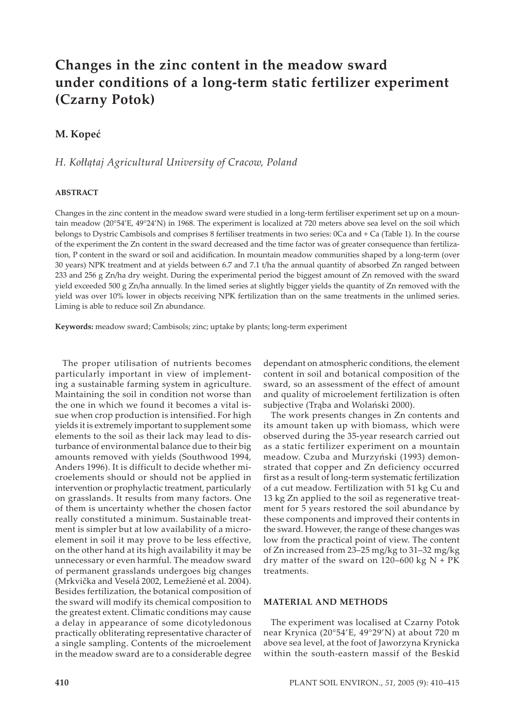# Changes in the zinc content in the meadow sward under conditions of a long-term static fertilizer experiment (Czarny Potok)

## M. Kopeć

*H. Kołłątaj Agricultural University of Cracow, Poland*

### ABSTRACT

Changes in the zinc content in the meadow sward were studied in a long-term fertiliser experiment set up on a mountain meadow (20°54'E, 49°24'N) in 1968. The experiment is localized at 720 meters above sea level on the soil which belongs to Dystric Cambisols and comprises 8 fertiliser treatments in two series: 0Ca and + Ca (Table 1). In the course of the experiment the Zn content in the sward decreased and the time factor was of greater consequence than fertilization, P content in the sward or soil and acidification. In mountain meadow communities shaped by a long-term (over 30 years) NPK treatment and at yields between 6.7 and 7.1 t/ha the annual quantity of absorbed Zn ranged between 233 and 256 g Zn/ha dry weight. During the experimental period the biggest amount of Zn removed with the sward yield exceeded 500 g Zn/ha annually. In the limed series at slightly bigger yields the quantity of Zn removed with the yield was over 10% lower in objects receiving NPK fertilization than on the same treatments in the unlimed series. Liming is able to reduce soil Zn abundance.

**Keywords:** meadow sward; Cambisols; zinc; uptake by plants; long-term experiment

The proper utilisation of nutrients becomes particularly important in view of implementing a sustainable farming system in agriculture. Maintaining the soil in condition not worse than the one in which we found it becomes a vital issue when crop production is intensified. For high yields it is extremely important to supplement some elements to the soil as their lack may lead to disturbance of environmental balance due to their big amounts removed with yields (Southwood 1994, Anders 1996). It is difficult to decide whether microelements should or should not be applied in intervention or prophylactic treatment, particularly on grasslands. It results from many factors. One of them is uncertainty whether the chosen factor really constituted a minimum. Sustainable treatment is simpler but at low availability of a microelement in soil it may prove to be less effective, on the other hand at its high availability it may be unnecessary or even harmful. The meadow sward of permanent grasslands undergoes big changes (Mrkvička and Veselá 2002, Lemežienė et al. 2004). Besides fertilization, the botanical composition of the sward will modify its chemical composition to the greatest extent. Climatic conditions may cause a delay in appearance of some dicotyledonous practically obliterating representative character of a single sampling. Contents of the microelement in the meadow sward are to a considerable degree dependant on atmospheric conditions, the element content in soil and botanical composition of the sward, so an assessment of the effect of amount and quality of microelement fertilization is often subjective (Trąba and Wolański 2000).

The work presents changes in Zn contents and its amount taken up with biomass, which were observed during the 35-year research carried out as a static fertilizer experiment on a mountain meadow. Czuba and Murzyński (1993) demonstrated that copper and Zn deficiency occurred first as a result of long-term systematic fertilization of a cut meadow. Fertilization with 51 kg Cu and 13 kg Zn applied to the soil as regenerative treatment for 5 years restored the soil abundance by these components and improved their contents in the sward. However, the range of these changes was low from the practical point of view. The content of Zn increased from 23–25 mg/kg to 31–32 mg/kg dry matter of the sward on 120–600 kg N + PK treatments.

### MATERIAL AND METHODS

The experiment was localised at Czarny Potok near Krynica (20°54'E, 49°29'N) at about 720 m above sea level, at the foot of Jaworzyna Krynicka within the south-eastern massif of the Beskid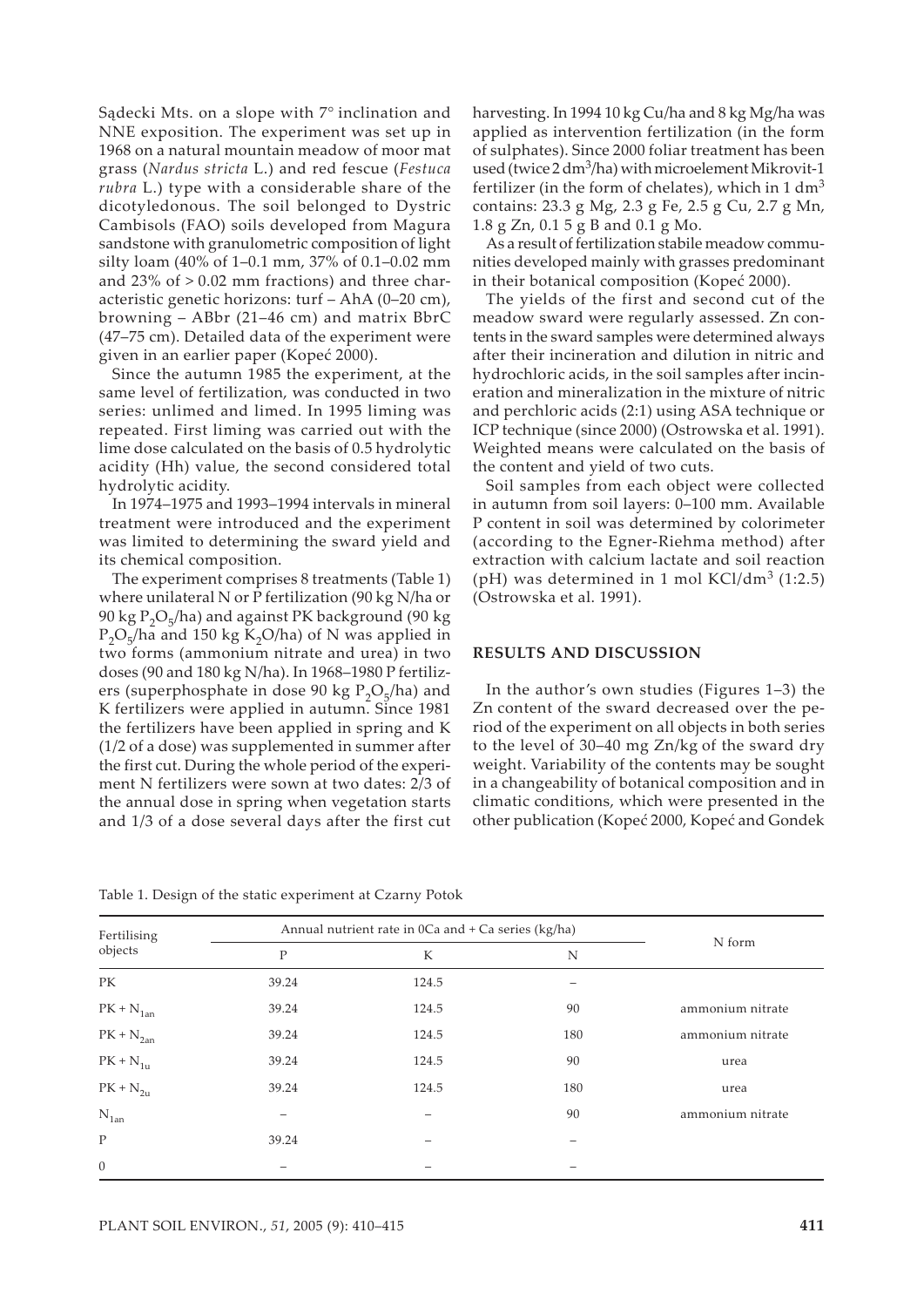Sądecki Mts. on a slope with 7° inclination and NNE exposition. The experiment was set up in 1968 on a natural mountain meadow of moor mat grass (*Nardus stricta* L.) and red fescue (*Festuca rubra* L.) type with a considerable share of the dicotyledonous. The soil belonged to Dystric Cambisols (FAO) soils developed from Magura sandstone with granulometric composition of light silty loam (40% of 1–0.1 mm, 37% of 0.1–0.02 mm and 23% of > 0.02 mm fractions) and three characteristic genetic horizons: turf – AhA (0–20 cm), browning – ABbr (21–46 cm) and matrix BbrC (47–75 cm). Detailed data of the experiment were given in an earlier paper (Kopeć 2000).

Since the autumn 1985 the experiment, at the same level of fertilization, was conducted in two series: unlimed and limed. In 1995 liming was repeated. First liming was carried out with the lime dose calculated on the basis of 0.5 hydrolytic acidity (Hh) value, the second considered total hydrolytic acidity.

In 1974–1975 and 1993–1994 intervals in mineral treatment were introduced and the experiment was limited to determining the sward yield and its chemical composition.

The experiment comprises 8 treatments (Table 1) where unilateral N or P fertilization (90 kg N/ha or 90 kg $P_2O_5$/ha) and against PK background (90 kg $P_2O_5$/ha and 150 kg $K_2O$/ha) of N was applied in two forms (ammonium nitrate and urea) in two doses (90 and 180 kg N/ha). In 1968–1980 P fertilizers (superphosphate in dose 90 kg $P_2O_5$/ha) and K fertilizers were applied in autumn. Since 1981 the fertilizers have been applied in spring and K (1/2 of a dose) was supplemented in summer after the first cut. During the whole period of the experiment N fertilizers were sown at two dates: 2/3 of the annual dose in spring when vegetation starts and 1/3 of a dose several days after the first cut harvesting. In 1994 10 kg Cu/ha and 8 kg Mg/ha was applied as intervention fertilization (in the form of sulphates). Since 2000 foliar treatment has been used (twice 2 $dm^3$/ha) with microelement Mikrovit-1 fertilizer (in the form of chelates), which in 1 $dm^3$ contains: 23.3 g Mg, 2.3 g Fe, 2.5 g Cu, 2.7 g Mn, 1.8 g Zn, 0.1 5 g B and 0.1 g Mo.

As a result of fertilization stabile meadow communities developed mainly with grasses predominant in their botanical composition (Kopeć 2000).

The yields of the first and second cut of the meadow sward were regularly assessed. Zn contents in the sward samples were determined always after their incineration and dilution in nitric and hydrochloric acids, in the soil samples after incineration and mineralization in the mixture of nitric and perchloric acids (2:1) using ASA technique or ICP technique (since 2000) (Ostrowska et al. 1991). Weighted means were calculated on the basis of the content and yield of two cuts.

Soil samples from each object were collected in autumn from soil layers: 0–100 mm. Available P content in soil was determined by colorimeter (according to the Egner-Riehma method) after extraction with calcium lactate and soil reaction (pH) was determined in 1 mol KCl/$dm^3$ (1:2.5) (Ostrowska et al. 1991).

## RESULTS AND DISCUSSION

In the author's own studies (Figures 1–3) the Zn content of the sward decreased over the period of the experiment on all objects in both series to the level of 30–40 mg Zn/kg of the sward dry weight. Variability of the contents may be sought in a changeability of botanical composition and in climatic conditions, which were presented in the other publication (Kopeć 2000, Kopeć and Gondek

Table 1. Design of the static experiment at Czarny Potok

| Fertilising objects | Annual nutrient rate in 0Ca and + Ca series (kg/ha) | | | N form |
|---|---|---|---|---|
| | P | K | N | |
| PK | 39.24 | 124.5 | – | |
| $PK + N_{1an}$ | 39.24 | 124.5 | 90 | ammonium nitrate |
| $PK + N_{2an}$ | 39.24 | 124.5 | 180 | ammonium nitrate |
| $PK + N_{1u}$ | 39.24 | 124.5 | 90 | urea |
| $PK + N_{2u}$ | 39.24 | 124.5 | 180 | urea |
| $N_{1an}$ | – | – | 90 | ammonium nitrate |
| P | 39.24 | – | – | |
| 0 | – | – | – | |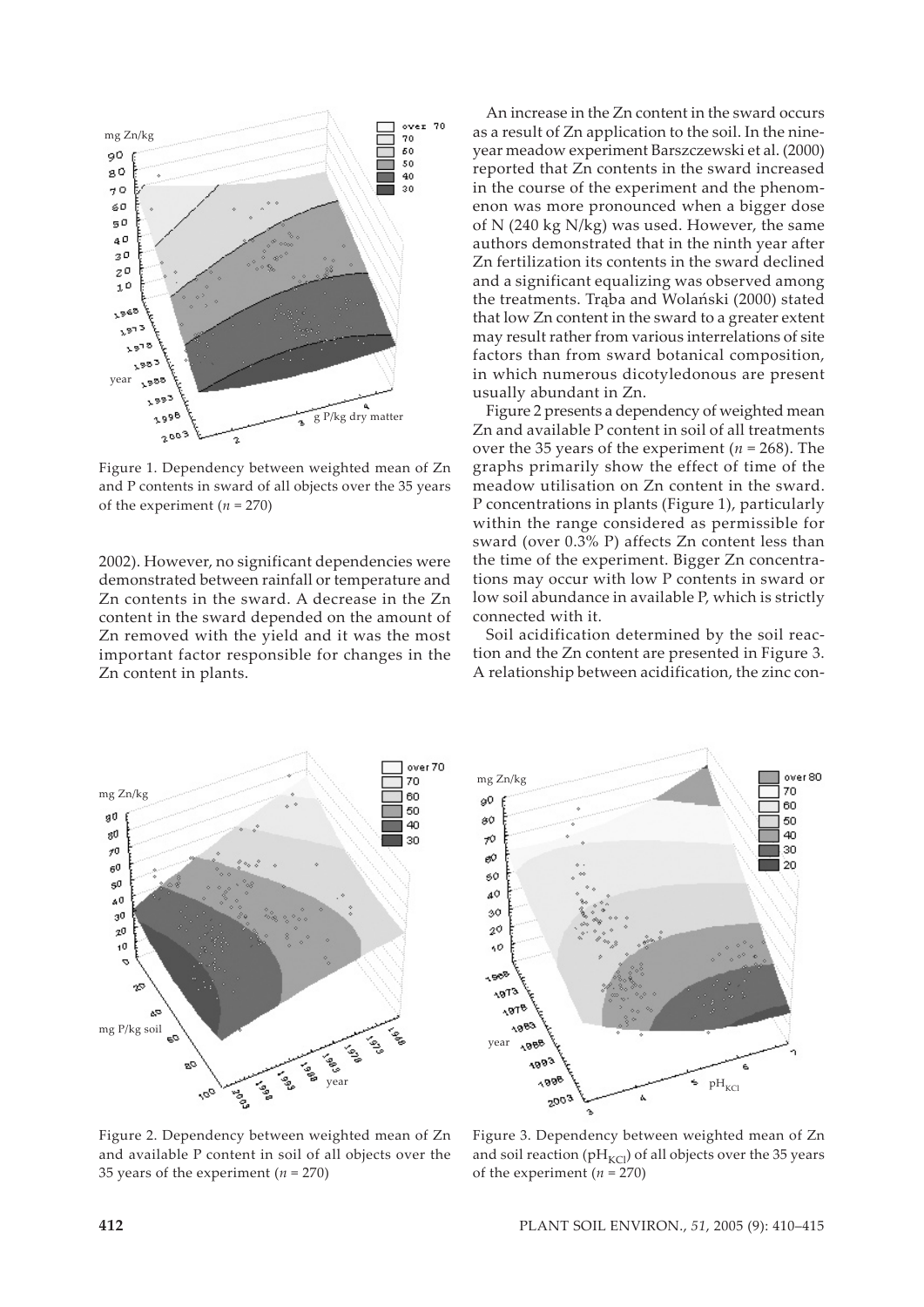Figure 1. Dependency between weighted mean of Zn and P contents in sward of all objects over the 35 years of the experiment ($n$ = 270)

2002). However, no significant dependencies were demonstrated between rainfall or temperature and Zn contents in the sward. A decrease in the Zn content in the sward depended on the amount of Zn removed with the yield and it was the most important factor responsible for changes in the Zn content in plants.

An increase in the Zn content in the sward occurs as a result of Zn application to the soil. In the nine-year meadow experiment Barszczewski et al. (2000) reported that Zn contents in the sward increased in the course of the experiment and the phenomenon was more pronounced when a bigger dose of N (240 kg N/kg) was used. However, the same authors demonstrated that in the ninth year after Zn fertilization its contents in the sward declined and a significant equalizing was observed among the treatments. Trąba and Wolański (2000) stated that low Zn content in the sward to a greater extent may result rather from various interrelations of site factors than from sward botanical composition, in which numerous dicotyledonous are present usually abundant in Zn.

Figure 2 presents a dependency of weighted mean Zn and available P content in soil of all treatments over the 35 years of the experiment ($n$ = 268). The graphs primarily show the effect of time of the meadow utilisation on Zn content in the sward. P concentrations in plants (Figure 1), particularly within the range considered as permissible for sward (over 0.3% P) affects Zn content less than the time of the experiment. Bigger Zn concentrations may occur with low P contents in sward or low soil abundance in available P, which is strictly connected with it.

Soil acidification determined by the soil reaction and the Zn content are presented in Figure 3. A relationship between acidification, the zinc con-

Figure 2. Dependency between weighted mean of Zn and available P content in soil of all objects over the 35 years of the experiment ($n$ = 270)

Figure 3. Dependency between weighted mean of Zn and soil reaction ($pH_{KCl}$) of all objects over the 35 years of the experiment ($n$ = 270)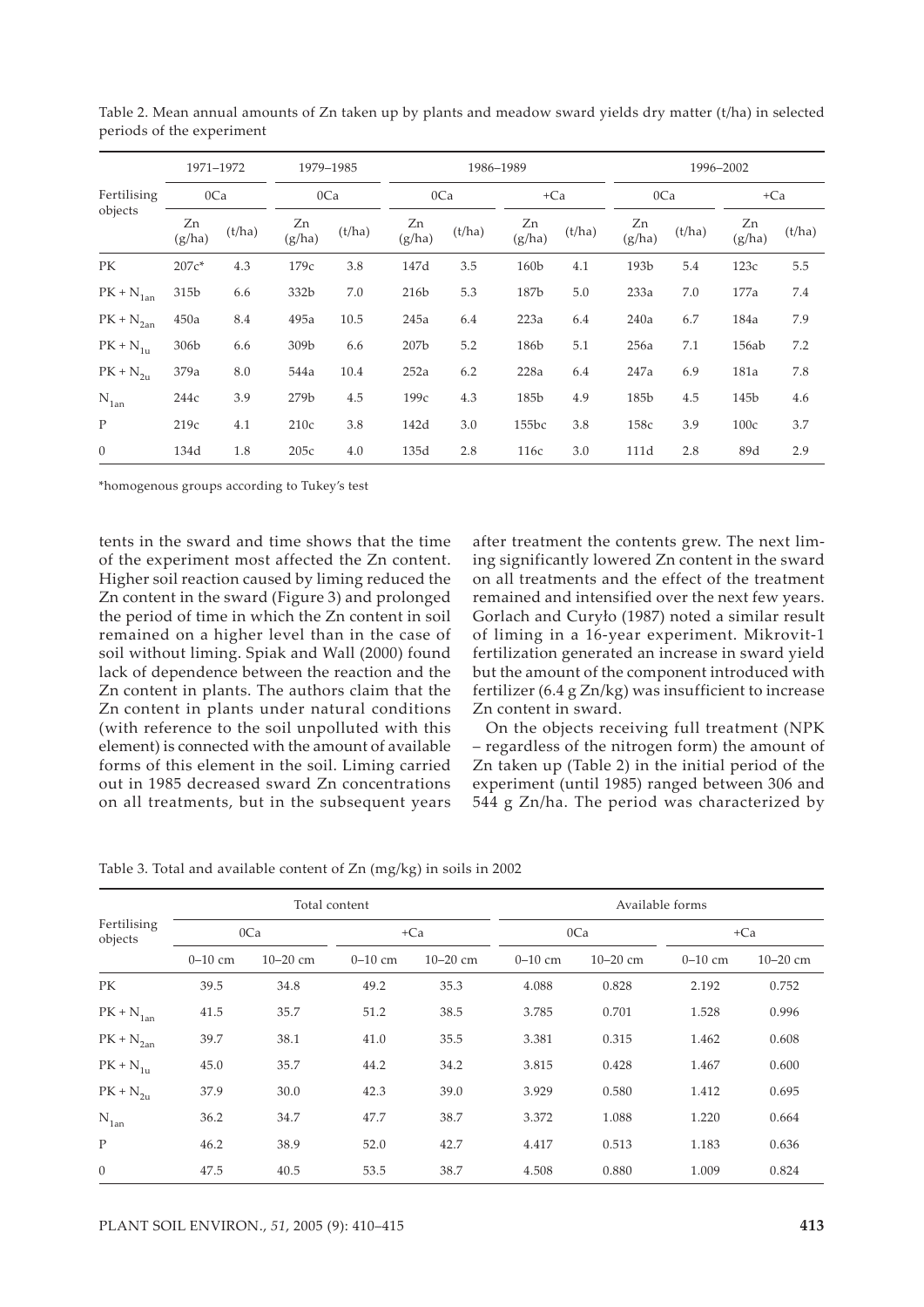Table 2. Mean annual amounts of Zn taken up by plants and meadow sward yields dry matter (t/ha) in selected periods of the experiment

| Fertilising objects | 1971–1972 | | 1979–1985 | | 1986–1989 | | | | 1996–2002 | | | |
|---|---|---|---|---|---|---|---|---|---|---|---|---|
| | 0Ca | | 0Ca | | 0Ca | | +Ca | | 0Ca | | +Ca | |
| | Zn (g/ha) | (t/ha) | Zn (g/ha) | (t/ha) | Zn (g/ha) | (t/ha) | Zn (g/ha) | (t/ha) | Zn (g/ha) | (t/ha) | Zn (g/ha) | (t/ha) |
| PK | 207c* | 4.3 | 179c | 3.8 | 147d | 3.5 | 160b | 4.1 | 193b | 5.4 | 123c | 5.5 |
| PK + $N_{1an}$ | 315b | 6.6 | 332b | 7.0 | 216b | 5.3 | 187b | 5.0 | 233a | 7.0 | 177a | 7.4 |
| PK + $N_{2an}$ | 450a | 8.4 | 495a | 10.5 | 245a | 6.4 | 223a | 6.4 | 240a | 6.7 | 184a | 7.9 |
| PK + $N_{1u}$ | 306b | 6.6 | 309b | 6.6 | 207b | 5.2 | 186b | 5.1 | 256a | 7.1 | 156ab | 7.2 |
| PK + $N_{2u}$ | 379a | 8.0 | 544a | 10.4 | 252a | 6.2 | 228a | 6.4 | 247a | 6.9 | 181a | 7.8 |
| $N_{1an}$ | 244c | 3.9 | 279b | 4.5 | 199c | 4.3 | 185b | 4.9 | 185b | 4.5 | 145b | 4.6 |
| P | 219c | 4.1 | 210c | 3.8 | 142d | 3.0 | 155bc | 3.8 | 158c | 3.9 | 100c | 3.7 |
| 0 | 134d | 1.8 | 205c | 4.0 | 135d | 2.8 | 116c | 3.0 | 111d | 2.8 | 89d | 2.9 |

*homogenous groups according to Tukey's test

tents in the sward and time shows that the time of the experiment most affected the Zn content. Higher soil reaction caused by liming reduced the Zn content in the sward (Figure 3) and prolonged the period of time in which the Zn content in soil remained on a higher level than in the case of soil without liming. Spiak and Wall (2000) found lack of dependence between the reaction and the Zn content in plants. The authors claim that the Zn content in plants under natural conditions (with reference to the soil unpolluted with this element) is connected with the amount of available forms of this element in the soil. Liming carried out in 1985 decreased sward Zn concentrations on all treatments, but in the subsequent years after treatment the contents grew. The next liming significantly lowered Zn content in the sward on all treatments and the effect of the treatment remained and intensified over the next few years. Gorlach and Curyło (1987) noted a similar result of liming in a 16-year experiment. Mikrovit-1 fertilization generated an increase in sward yield but the amount of the component introduced with fertilizer (6.4 g Zn/kg) was insufficient to increase Zn content in sward.

On the objects receiving full treatment (NPK – regardless of the nitrogen form) the amount of Zn taken up (Table 2) in the initial period of the experiment (until 1985) ranged between 306 and 544 g Zn/ha. The period was characterized by

Table 3. Total and available content of Zn (mg/kg) in soils in 2002

| Fertilising objects | Total content | | | | Available forms | | | |
|---|---|---|---|---|---|---|---|---|
| | 0Ca | | +Ca | | 0Ca | | +Ca | |
| | 0–10 cm | 10–20 cm | 0–10 cm | 10–20 cm | 0–10 cm | 10–20 cm | 0–10 cm | 10–20 cm |
| PK | 39.5 | 34.8 | 49.2 | 35.3 | 4.088 | 0.828 | 2.192 | 0.752 |
| PK + $N_{1an}$ | 41.5 | 35.7 | 51.2 | 38.5 | 3.785 | 0.701 | 1.528 | 0.996 |
| PK + $N_{2an}$ | 39.7 | 38.1 | 41.0 | 35.5 | 3.381 | 0.315 | 1.462 | 0.608 |
| PK + $N_{1u}$ | 45.0 | 35.7 | 44.2 | 34.2 | 3.815 | 0.428 | 1.467 | 0.600 |
| PK + $N_{2u}$ | 37.9 | 30.0 | 42.3 | 39.0 | 3.929 | 0.580 | 1.412 | 0.695 |
| $N_{1an}$ | 36.2 | 34.7 | 47.7 | 38.7 | 3.372 | 1.088 | 1.220 | 0.664 |
| P | 46.2 | 38.9 | 52.0 | 42.7 | 4.417 | 0.513 | 1.183 | 0.636 |
| 0 | 47.5 | 40.5 | 53.5 | 38.7 | 4.508 | 0.880 | 1.009 | 0.824 |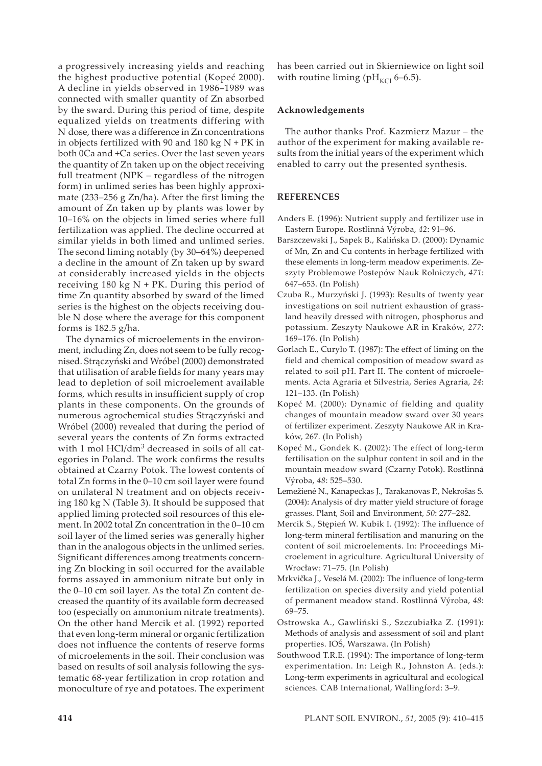a progressively increasing yields and reaching the highest productive potential (Kopeć 2000). A decline in yields observed in 1986–1989 was connected with smaller quantity of Zn absorbed by the sward. During this period of time, despite equalized yields on treatments differing with N dose, there was a difference in Zn concentrations in objects fertilized with 90 and 180 kg N + PK in both 0Ca and +Ca series. Over the last seven years the quantity of Zn taken up on the object receiving full treatment (NPK – regardless of the nitrogen form) in unlimed series has been highly approximate (233–256 g Zn/ha). After the first liming the amount of Zn taken up by plants was lower by 10–16% on the objects in limed series where full fertilization was applied. The decline occurred at similar yields in both limed and unlimed series. The second liming notably (by 30–64%) deepened a decline in the amount of Zn taken up by sward at considerably increased yields in the objects receiving 180 kg N + PK. During this period of time Zn quantity absorbed by sward of the limed series is the highest on the objects receiving double N dose where the average for this component forms is 182.5 g/ha.

The dynamics of microelements in the environment, including Zn, does not seem to be fully recognised. Strączyński and Wróbel (2000) demonstrated that utilisation of arable fields for many years may lead to depletion of soil microelement available forms, which results in insufficient supply of crop plants in these components. On the grounds of numerous agrochemical studies Strączyński and Wróbel (2000) revealed that during the period of several years the contents of Zn forms extracted with 1 mol $HCl/dm^3$ decreased in soils of all categories in Poland. The work confirms the results obtained at Czarny Potok. The lowest contents of total Zn forms in the 0–10 cm soil layer were found on unilateral N treatment and on objects receiving 180 kg N (Table 3). It should be supposed that applied liming protected soil resources of this element. In 2002 total Zn concentration in the 0–10 cm soil layer of the limed series was generally higher than in the analogous objects in the unlimed series. Significant differences among treatments concerning Zn blocking in soil occurred for the available forms assayed in ammonium nitrate but only in the 0–10 cm soil layer. As the total Zn content decreased the quantity of its available form decreased too (especially on ammonium nitrate treatments). On the other hand Mercik et al. (1992) reported that even long-term mineral or organic fertilization does not influence the contents of reserve forms of microelements in the soil. Their conclusion was based on results of soil analysis following the systematic 68-year fertilization in crop rotation and monoculture of rye and potatoes. The experiment has been carried out in Skierniewice on light soil with routine liming ($pH_{KCl}$ 6–6.5).

**Acknowledgements**

The author thanks Prof. Kazmierz Mazur – the author of the experiment for making available results from the initial years of the experiment which enabled to carry out the presented synthesis.

## REFERENCES

Anders E. (1996): Nutrient supply and fertilizer use in Eastern Europe. Rostlinná Výroba, *42*: 91–96.

Barszczewski J., Sapek B., Kalińska D. (2000): Dynamic of Mn, Zn and Cu contents in herbage fertilized with these elements in long-term meadow experiments. Zeszyty Problemowe Postepów Nauk Rolniczych, *471*: 647–653. (In Polish)

Czuba R., Murzyński J. (1993): Results of twenty year investigations on soil nutrient exhaustion of grassland heavily dressed with nitrogen, phosphorus and potassium. Zeszyty Naukowe AR in Kraków, *277*: 169–176. (In Polish)

Gorlach E., Curyło T. (1987): The effect of liming on the field and chemical composition of meadow sward as related to soil pH. Part II. The content of microelements. Acta Agraria et Silvestria, Series Agraria, *24*: 121–133. (In Polish)

Kopeć M. (2000): Dynamic of fielding and quality changes of mountain meadow sward over 30 years of fertilizer experiment. Zeszyty Naukowe AR in Kraków, 267. (In Polish)

Kopeć M., Gondek K. (2002): The effect of long-term fertilisation on the sulphur content in soil and in the mountain meadow sward (Czarny Potok). Rostlinná Výroba, *48*: 525–530.

Lemežienė N., Kanapeckas J., Tarakanovas P., Nekrošas S. (2004): Analysis of dry matter yield structure of forage grasses. Plant, Soil and Environment, *50*: 277–282.

Mercik S., Stępień W. Kubik I. (1992): The influence of long-term mineral fertilisation and manuring on the content of soil microelements. In: Proceedings Microelement in agriculture. Agricultural University of Wrocław: 71–75. (In Polish)

Mrkvička J., Veselá M. (2002): The influence of long-term fertilization on species diversity and yield potential of permanent meadow stand. Rostlinná Výroba, *48*: 69–75.

Ostrowska A., Gawliński S., Szczubiałka Z. (1991): Methods of analysis and assessment of soil and plant properties. IOŚ, Warszawa. (In Polish)

Southwood T.R.E. (1994): The importance of long-term experimentation. In: Leigh R., Johnston A. (eds.): Long-term experiments in agricultural and ecological sciences. CAB International, Wallingford: 3–9.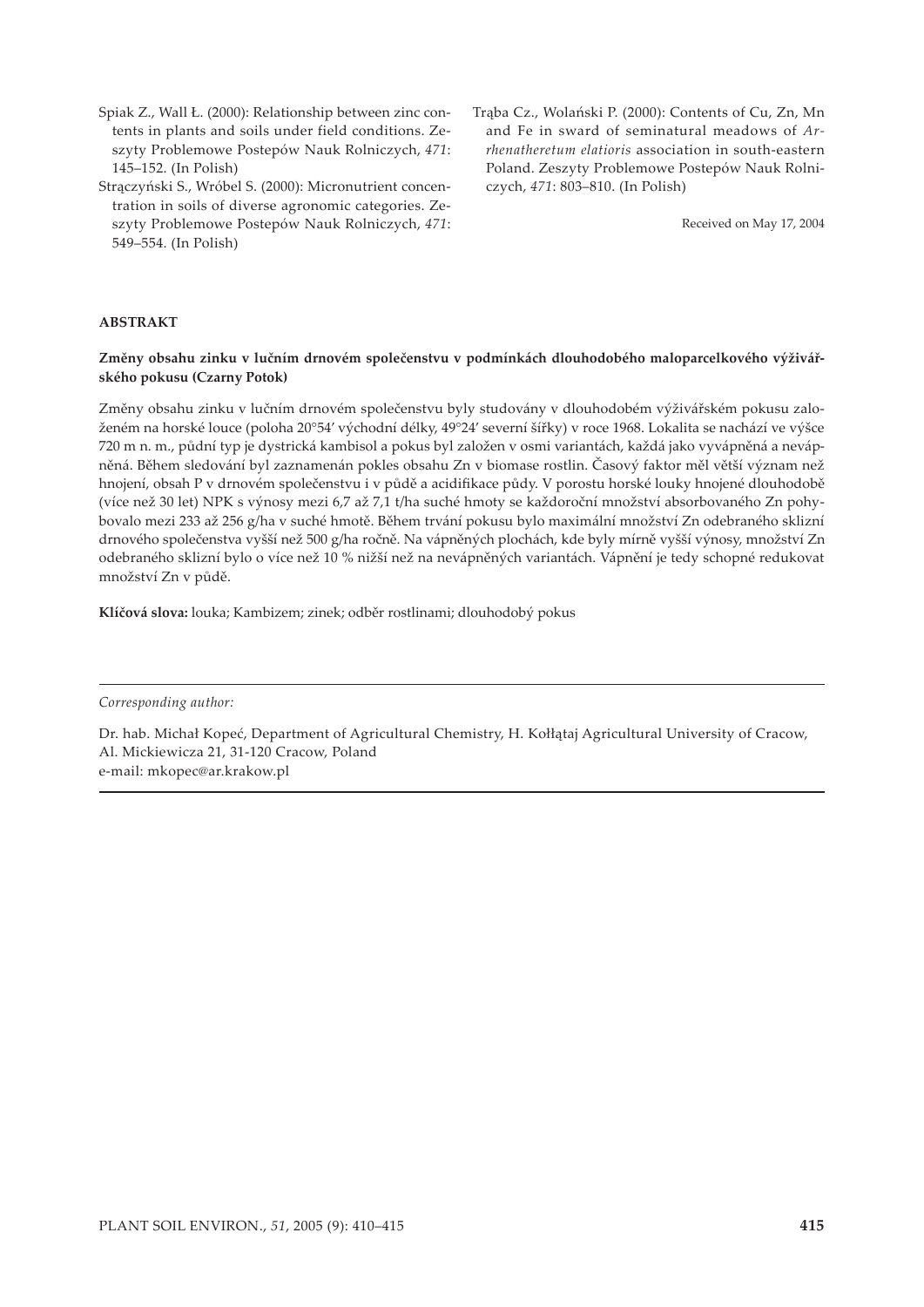Spiak Z., Wall Ł. (2000): Relationship between zinc contents in plants and soils under field conditions. Zeszyty Problemowe Postepów Nauk Rolniczych, *471*: 145–152. (In Polish)

Strączyński S., Wróbel S. (2000): Micronutrient concentration in soils of diverse agronomic categories. Zeszyty Problemowe Postepów Nauk Rolniczych, *471*: 549–554. (In Polish)

Trąba Cz., Wolański P. (2000): Contents of Cu, Zn, Mn and Fe in sward of seminatural meadows of *Arrhenatheretum elatioris* association in south-eastern Poland. Zeszyty Problemowe Postepów Nauk Rolniczych, *471*: 803–810. (In Polish)

Received on May 17, 2004

## ABSTRAKT

### Změny obsahu zinku v lučním drnovém společenstvu v podmínkách dlouhodobého maloparcelkového výživářského pokusu (Czarny Potok)

Změny obsahu zinku v lučním drnovém společenstvu byly studovány v dlouhodobém výživářském pokusu založeném na horské louce (poloha 20°54' východní délky, 49°24' severní šířky) v roce 1968. Lokalita se nachází ve výšce 720 m n. m., půdní typ je dystrická kambisol a pokus byl založen v osmi variantách, každá jako vyvápněná a nevápněná. Během sledování byl zaznamenán pokles obsahu Zn v biomase rostlin. Časový faktor měl větší význam než hnojení, obsah P v drnovém společenstvu i v půdě a acidifikace půdy. V porostu horské louky hnojené dlouhodobě (více než 30 let) NPK s výnosy mezi 6,7 až 7,1 t/ha suché hmoty se každoroční množství absorbovaného Zn pohybovalo mezi 233 až 256 g/ha v suché hmotě. Během trvání pokusu bylo maximální množství Zn odebraného sklizní drnového společenstva vyšší než 500 g/ha ročně. Na vápněných plochách, kde byly mírně vyšší výnosy, množství Zn odebraného sklizní bylo o více než 10 % nižší než na nevápněných variantách. Vápnění je tedy schopné redukovat množství Zn v půdě.

**Klíčová slova:** louka; Kambizem; zinek; odběr rostlinami; dlouhodobý pokus

---

*Corresponding author:*

Dr. hab. Michał Kopeć, Department of Agricultural Chemistry, H. Kołłątaj Agricultural University of Cracow, Al. Mickiewicza 21, 31-120 Cracow, Poland
e-mail: mkopec@ar.krakow.pl